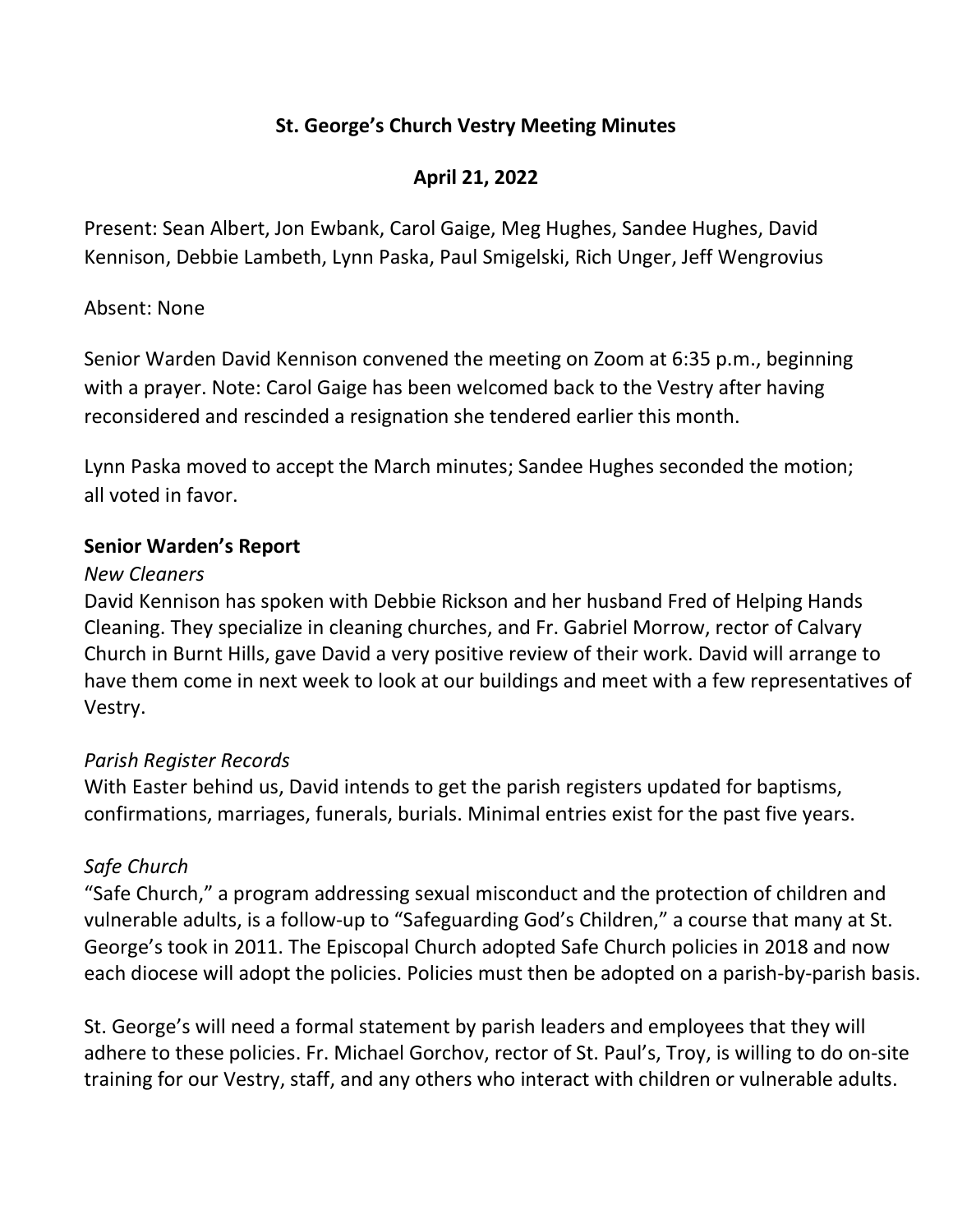# St. George's Church Vestry Meeting Minutes

## April 21, 2022

Present: Sean Albert, Jon Ewbank, Carol Gaige, Meg Hughes, Sandee Hughes, David Kennison, Debbie Lambeth, Lynn Paska, Paul Smigelski, Rich Unger, Jeff Wengrovius

Absent: None

Senior Warden David Kennison convened the meeting on Zoom at 6:35 p.m., beginning with a prayer. Note: Carol Gaige has been welcomed back to the Vestry after having reconsidered and rescinded a resignation she tendered earlier this month.

Lynn Paska moved to accept the March minutes; Sandee Hughes seconded the motion; all voted in favor.

### Senior Warden's Report

*New Cleaners*

David Kennison has spoken with Debbie Rickson and her husband Fred of Helping Hands Cleaning. They specialize in cleaning churches, and Fr. Gabriel Morrow, rector of Calvary Church in Burnt Hills, gave David a very positive review of their work. David will arrange to have them come in next week to look at our buildings and meet with a few representatives of Vestry.

*Parish Register Records*

With Easter behind us, David intends to get the parish registers updated for baptisms, confirmations, marriages, funerals, burials. Minimal entries exist for the past five years.

*Safe Church*

"Safe Church," a program addressing sexual misconduct and the protection of children and vulnerable adults, is a follow-up to "Safeguarding God's Children," a course that many at St. George's took in 2011. The Episcopal Church adopted Safe Church policies in 2018 and now each diocese will adopt the policies. Policies must then be adopted on a parish-by-parish basis.

St. George's will need a formal statement by parish leaders and employees that they will adhere to these policies. Fr. Michael Gorchov, rector of St. Paul's, Troy, is willing to do on-site training for our Vestry, staff, and any others who interact with children or vulnerable adults.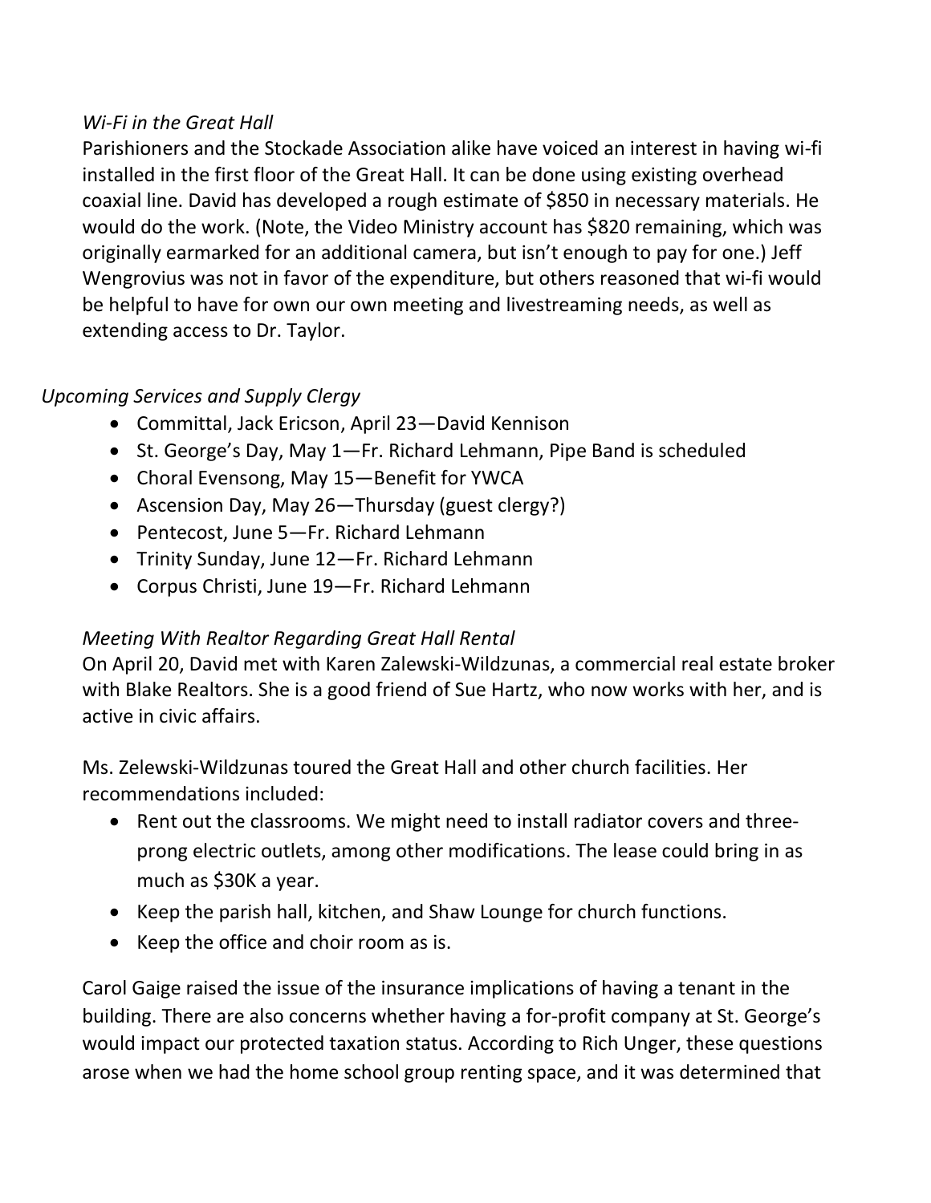*Wi-Fi in the Great Hall*

Parishioners and the Stockade Association alike have voiced an interest in having wi-fi installed in the first floor of the Great Hall. It can be done using existing overhead coaxial line. David has developed a rough estimate of $850 in necessary materials. He would do the work. (Note, the Video Ministry account has $820 remaining, which was originally earmarked for an additional camera, but isn't enough to pay for one.) Jeff Wengrovius was not in favor of the expenditure, but others reasoned that wi-fi would be helpful to have for own our own meeting and livestreaming needs, as well as extending access to Dr. Taylor.

*Upcoming Services and Supply Clergy*

- Committal, Jack Ericson, April 23—David Kennison
- St. George's Day, May 1—Fr. Richard Lehmann, Pipe Band is scheduled
- Choral Evensong, May 15—Benefit for YWCA
- Ascension Day, May 26—Thursday (guest clergy?)
- Pentecost, June 5—Fr. Richard Lehmann
- Trinity Sunday, June 12—Fr. Richard Lehmann
- Corpus Christi, June 19—Fr. Richard Lehmann

*Meeting With Realtor Regarding Great Hall Rental*

On April 20, David met with Karen Zalewski-Wildzunas, a commercial real estate broker with Blake Realtors. She is a good friend of Sue Hartz, who now works with her, and is active in civic affairs.

Ms. Zelewski-Wildzunas toured the Great Hall and other church facilities. Her recommendations included:

- Rent out the classrooms. We might need to install radiator covers and three-prong electric outlets, among other modifications. The lease could bring in as much as $30K a year.
- Keep the parish hall, kitchen, and Shaw Lounge for church functions.
- Keep the office and choir room as is.

Carol Gaige raised the issue of the insurance implications of having a tenant in the building. There are also concerns whether having a for-profit company at St. George's would impact our protected taxation status. According to Rich Unger, these questions arose when we had the home school group renting space, and it was determined that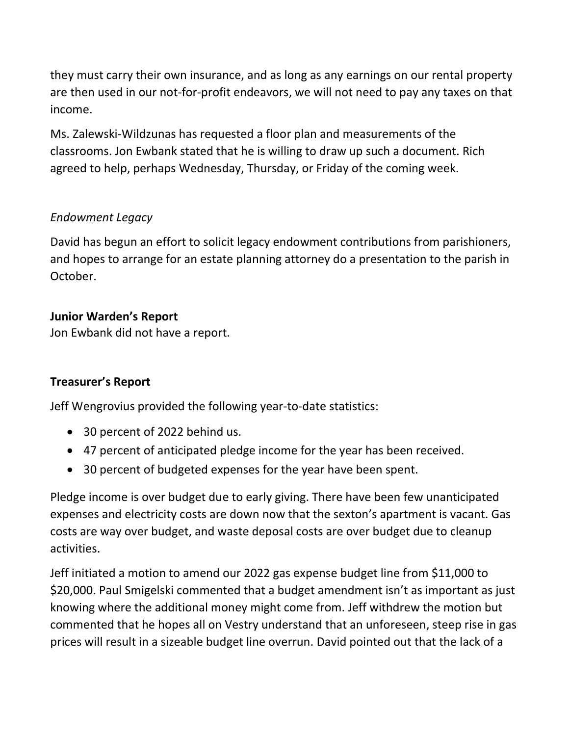they must carry their own insurance, and as long as any earnings on our rental property are then used in our not-for-profit endeavors, we will not need to pay any taxes on that income.

Ms. Zalewski-Wildzunas has requested a floor plan and measurements of the classrooms. Jon Ewbank stated that he is willing to draw up such a document. Rich agreed to help, perhaps Wednesday, Thursday, or Friday of the coming week.

*Endowment Legacy*

David has begun an effort to solicit legacy endowment contributions from parishioners, and hopes to arrange for an estate planning attorney do a presentation to the parish in October.

**Junior Warden's Report**

Jon Ewbank did not have a report.

**Treasurer's Report**

Jeff Wengrovius provided the following year-to-date statistics:

- 30 percent of 2022 behind us.
- 47 percent of anticipated pledge income for the year has been received.
- 30 percent of budgeted expenses for the year have been spent.

Pledge income is over budget due to early giving. There have been few unanticipated expenses and electricity costs are down now that the sexton's apartment is vacant. Gas costs are way over budget, and waste deposal costs are over budget due to cleanup activities.

Jeff initiated a motion to amend our 2022 gas expense budget line from $11,000 to $20,000. Paul Smigelski commented that a budget amendment isn't as important as just knowing where the additional money might come from. Jeff withdrew the motion but commented that he hopes all on Vestry understand that an unforeseen, steep rise in gas prices will result in a sizeable budget line overrun. David pointed out that the lack of a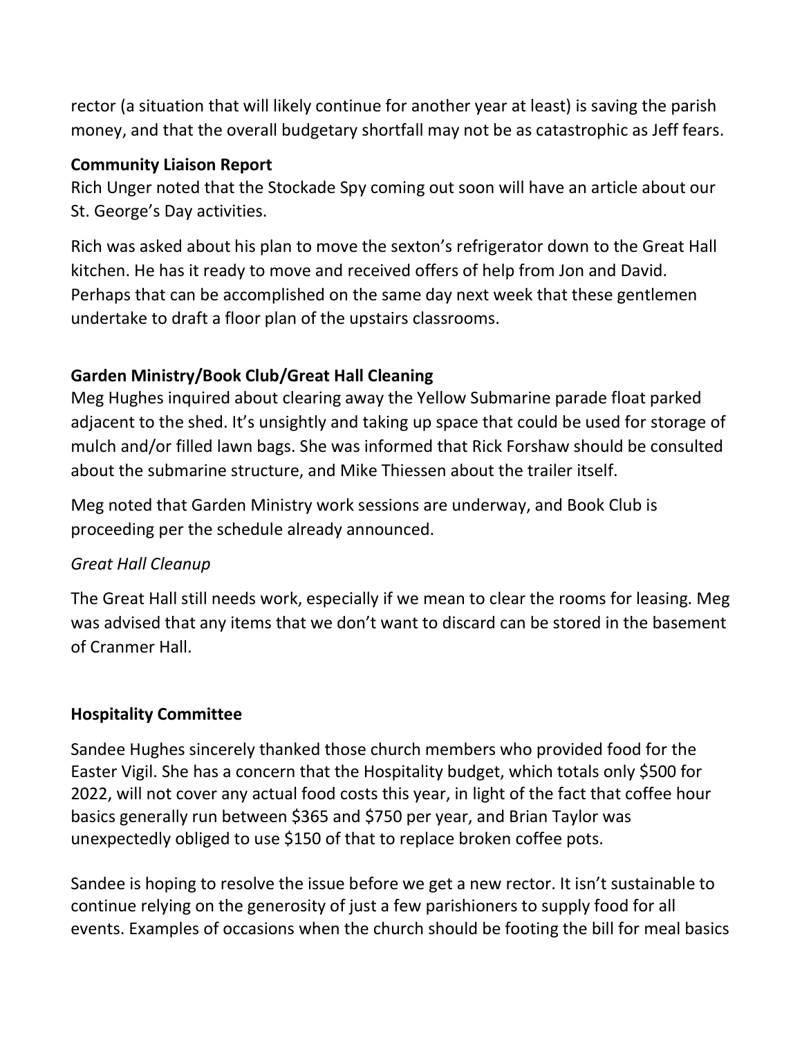rector (a situation that will likely continue for another year at least) is saving the parish money, and that the overall budgetary shortfall may not be as catastrophic as Jeff fears.

**Community Liaison Report**

Rich Unger noted that the Stockade Spy coming out soon will have an article about our St. George's Day activities.

Rich was asked about his plan to move the sexton's refrigerator down to the Great Hall kitchen. He has it ready to move and received offers of help from Jon and David. Perhaps that can be accomplished on the same day next week that these gentlemen undertake to draft a floor plan of the upstairs classrooms.

**Garden Ministry/Book Club/Great Hall Cleaning**

Meg Hughes inquired about clearing away the Yellow Submarine parade float parked adjacent to the shed. It's unsightly and taking up space that could be used for storage of mulch and/or filled lawn bags. She was informed that Rick Forshaw should be consulted about the submarine structure, and Mike Thiessen about the trailer itself.

Meg noted that Garden Ministry work sessions are underway, and Book Club is proceeding per the schedule already announced.

*Great Hall Cleanup*

The Great Hall still needs work, especially if we mean to clear the rooms for leasing. Meg was advised that any items that we don't want to discard can be stored in the basement of Cranmer Hall.

**Hospitality Committee**

Sandee Hughes sincerely thanked those church members who provided food for the Easter Vigil. She has a concern that the Hospitality budget, which totals only $500 for 2022, will not cover any actual food costs this year, in light of the fact that coffee hour basics generally run between $365 and $750 per year, and Brian Taylor was unexpectedly obliged to use $150 of that to replace broken coffee pots.

Sandee is hoping to resolve the issue before we get a new rector. It isn't sustainable to continue relying on the generosity of just a few parishioners to supply food for all events. Examples of occasions when the church should be footing the bill for meal basics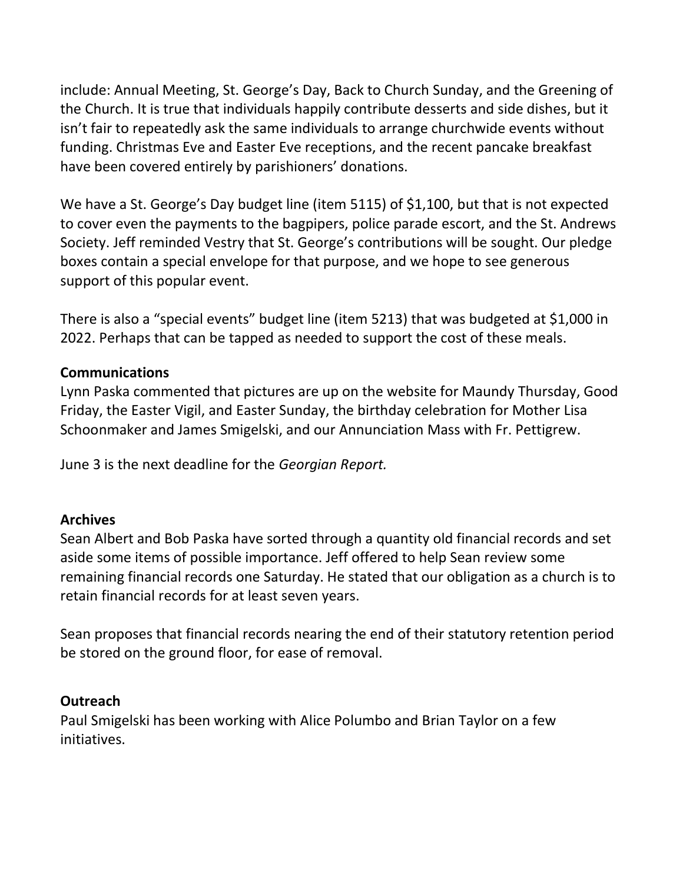include: Annual Meeting, St. George's Day, Back to Church Sunday, and the Greening of the Church. It is true that individuals happily contribute desserts and side dishes, but it isn't fair to repeatedly ask the same individuals to arrange churchwide events without funding. Christmas Eve and Easter Eve receptions, and the recent pancake breakfast have been covered entirely by parishioners' donations.

We have a St. George's Day budget line (item 5115) of $1,100, but that is not expected to cover even the payments to the bagpipers, police parade escort, and the St. Andrews Society. Jeff reminded Vestry that St. George's contributions will be sought. Our pledge boxes contain a special envelope for that purpose, and we hope to see generous support of this popular event.

There is also a "special events" budget line (item 5213) that was budgeted at $1,000 in 2022. Perhaps that can be tapped as needed to support the cost of these meals.

**Communications**

Lynn Paska commented that pictures are up on the website for Maundy Thursday, Good Friday, the Easter Vigil, and Easter Sunday, the birthday celebration for Mother Lisa Schoonmaker and James Smigelski, and our Annunciation Mass with Fr. Pettigrew.

June 3 is the next deadline for the *Georgian Report.*

**Archives**

Sean Albert and Bob Paska have sorted through a quantity old financial records and set aside some items of possible importance. Jeff offered to help Sean review some remaining financial records one Saturday. He stated that our obligation as a church is to retain financial records for at least seven years.

Sean proposes that financial records nearing the end of their statutory retention period be stored on the ground floor, for ease of removal.

**Outreach**

Paul Smigelski has been working with Alice Polumbo and Brian Taylor on a few initiatives.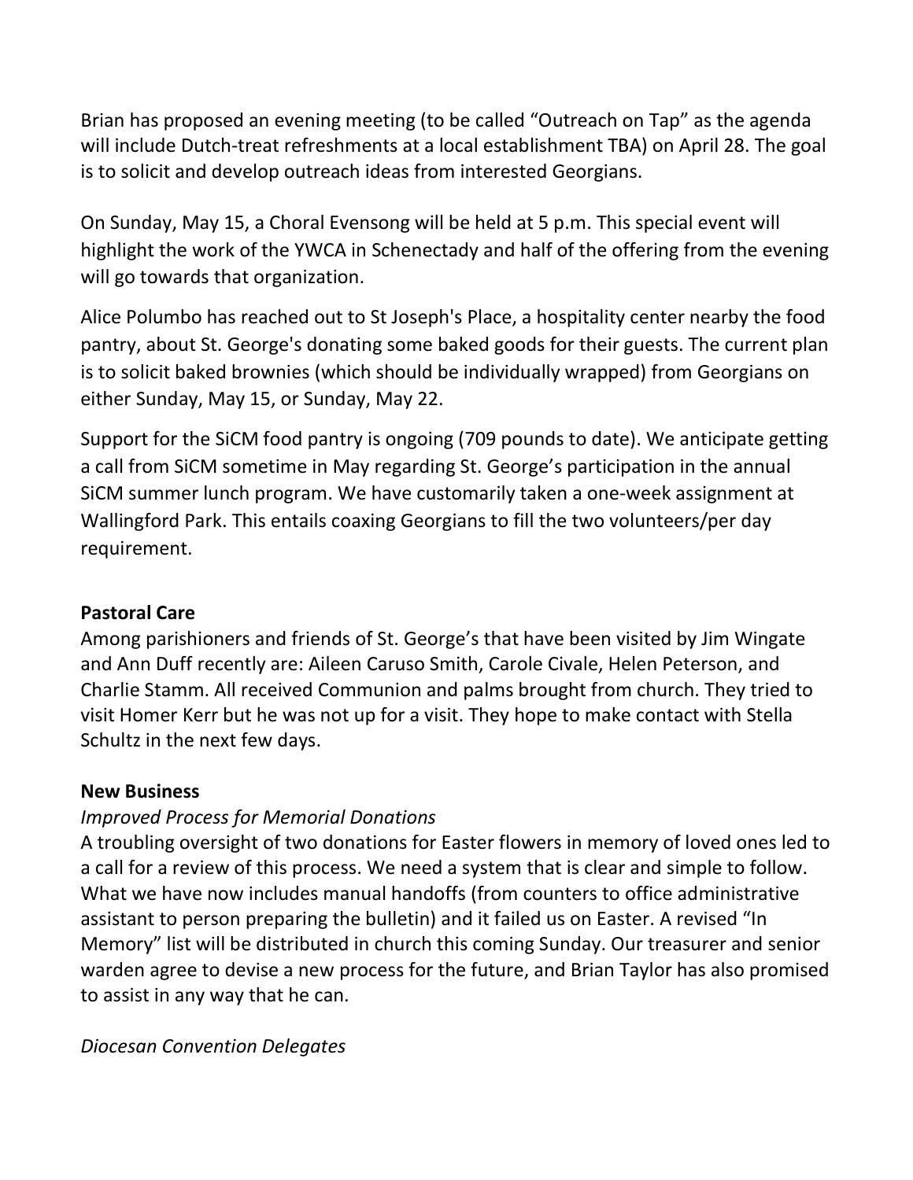Brian has proposed an evening meeting (to be called "Outreach on Tap" as the agenda will include Dutch-treat refreshments at a local establishment TBA) on April 28. The goal is to solicit and develop outreach ideas from interested Georgians.

On Sunday, May 15, a Choral Evensong will be held at 5 p.m. This special event will highlight the work of the YWCA in Schenectady and half of the offering from the evening will go towards that organization.

Alice Polumbo has reached out to St Joseph's Place, a hospitality center nearby the food pantry, about St. George's donating some baked goods for their guests. The current plan is to solicit baked brownies (which should be individually wrapped) from Georgians on either Sunday, May 15, or Sunday, May 22.

Support for the SiCM food pantry is ongoing (709 pounds to date). We anticipate getting a call from SiCM sometime in May regarding St. George's participation in the annual SiCM summer lunch program. We have customarily taken a one-week assignment at Wallingford Park. This entails coaxing Georgians to fill the two volunteers/per day requirement.

**Pastoral Care**

Among parishioners and friends of St. George's that have been visited by Jim Wingate and Ann Duff recently are: Aileen Caruso Smith, Carole Civale, Helen Peterson, and Charlie Stamm. All received Communion and palms brought from church. They tried to visit Homer Kerr but he was not up for a visit. They hope to make contact with Stella Schultz in the next few days.

**New Business**

*Improved Process for Memorial Donations*

A troubling oversight of two donations for Easter flowers in memory of loved ones led to a call for a review of this process. We need a system that is clear and simple to follow. What we have now includes manual handoffs (from counters to office administrative assistant to person preparing the bulletin) and it failed us on Easter. A revised "In Memory" list will be distributed in church this coming Sunday. Our treasurer and senior warden agree to devise a new process for the future, and Brian Taylor has also promised to assist in any way that he can.

*Diocesan Convention Delegates*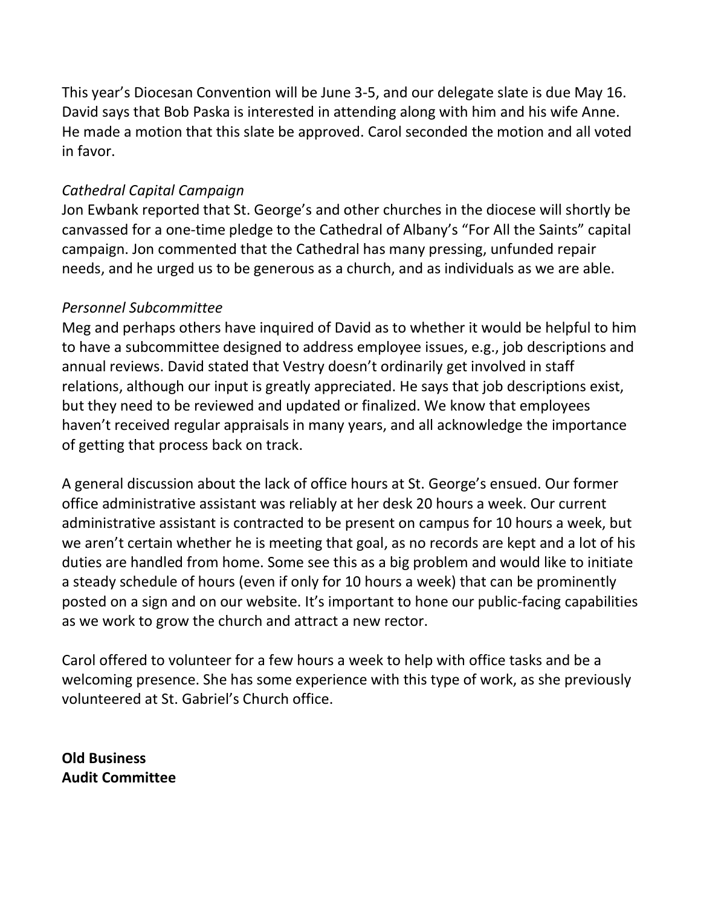This year's Diocesan Convention will be June 3-5, and our delegate slate is due May 16. David says that Bob Paska is interested in attending along with him and his wife Anne. He made a motion that this slate be approved. Carol seconded the motion and all voted in favor.

*Cathedral Capital Campaign*

Jon Ewbank reported that St. George's and other churches in the diocese will shortly be canvassed for a one-time pledge to the Cathedral of Albany's "For All the Saints" capital campaign. Jon commented that the Cathedral has many pressing, unfunded repair needs, and he urged us to be generous as a church, and as individuals as we are able.

*Personnel Subcommittee*

Meg and perhaps others have inquired of David as to whether it would be helpful to him to have a subcommittee designed to address employee issues, e.g., job descriptions and annual reviews. David stated that Vestry doesn't ordinarily get involved in staff relations, although our input is greatly appreciated. He says that job descriptions exist, but they need to be reviewed and updated or finalized. We know that employees haven't received regular appraisals in many years, and all acknowledge the importance of getting that process back on track.

A general discussion about the lack of office hours at St. George's ensued. Our former office administrative assistant was reliably at her desk 20 hours a week. Our current administrative assistant is contracted to be present on campus for 10 hours a week, but we aren't certain whether he is meeting that goal, as no records are kept and a lot of his duties are handled from home. Some see this as a big problem and would like to initiate a steady schedule of hours (even if only for 10 hours a week) that can be prominently posted on a sign and on our website. It's important to hone our public-facing capabilities as we work to grow the church and attract a new rector.

Carol offered to volunteer for a few hours a week to help with office tasks and be a welcoming presence. She has some experience with this type of work, as she previously volunteered at St. Gabriel's Church office.

**Old Business**

**Audit Committee**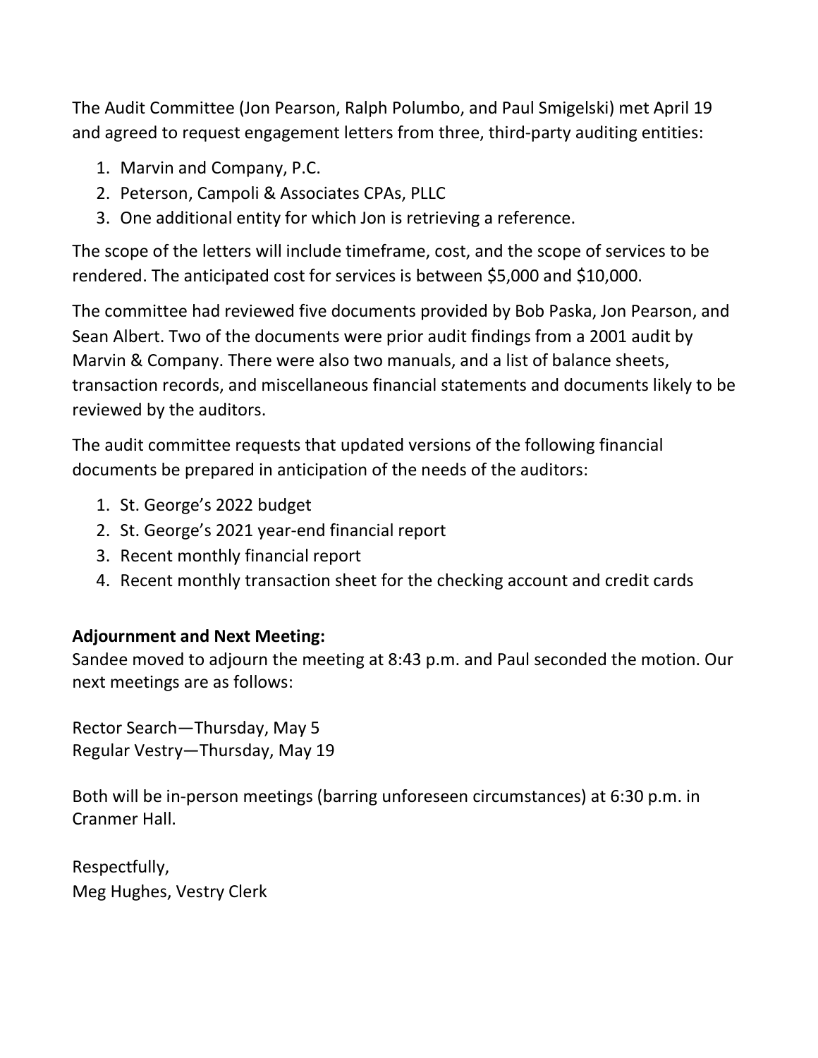The Audit Committee (Jon Pearson, Ralph Polumbo, and Paul Smigelski) met April 19 and agreed to request engagement letters from three, third-party auditing entities:

1. Marvin and Company, P.C.
2. Peterson, Campoli & Associates CPAs, PLLC
3. One additional entity for which Jon is retrieving a reference.

The scope of the letters will include timeframe, cost, and the scope of services to be rendered. The anticipated cost for services is between $5,000 and $10,000.

The committee had reviewed five documents provided by Bob Paska, Jon Pearson, and Sean Albert. Two of the documents were prior audit findings from a 2001 audit by Marvin & Company. There were also two manuals, and a list of balance sheets, transaction records, and miscellaneous financial statements and documents likely to be reviewed by the auditors.

The audit committee requests that updated versions of the following financial documents be prepared in anticipation of the needs of the auditors:

1. St. George's 2022 budget
2. St. George's 2021 year-end financial report
3. Recent monthly financial report
4. Recent monthly transaction sheet for the checking account and credit cards

**Adjournment and Next Meeting:**
Sandee moved to adjourn the meeting at 8:43 p.m. and Paul seconded the motion. Our next meetings are as follows:

Rector Search—Thursday, May 5
Regular Vestry—Thursday, May 19

Both will be in-person meetings (barring unforeseen circumstances) at 6:30 p.m. in Cranmer Hall.

Respectfully,
Meg Hughes, Vestry Clerk